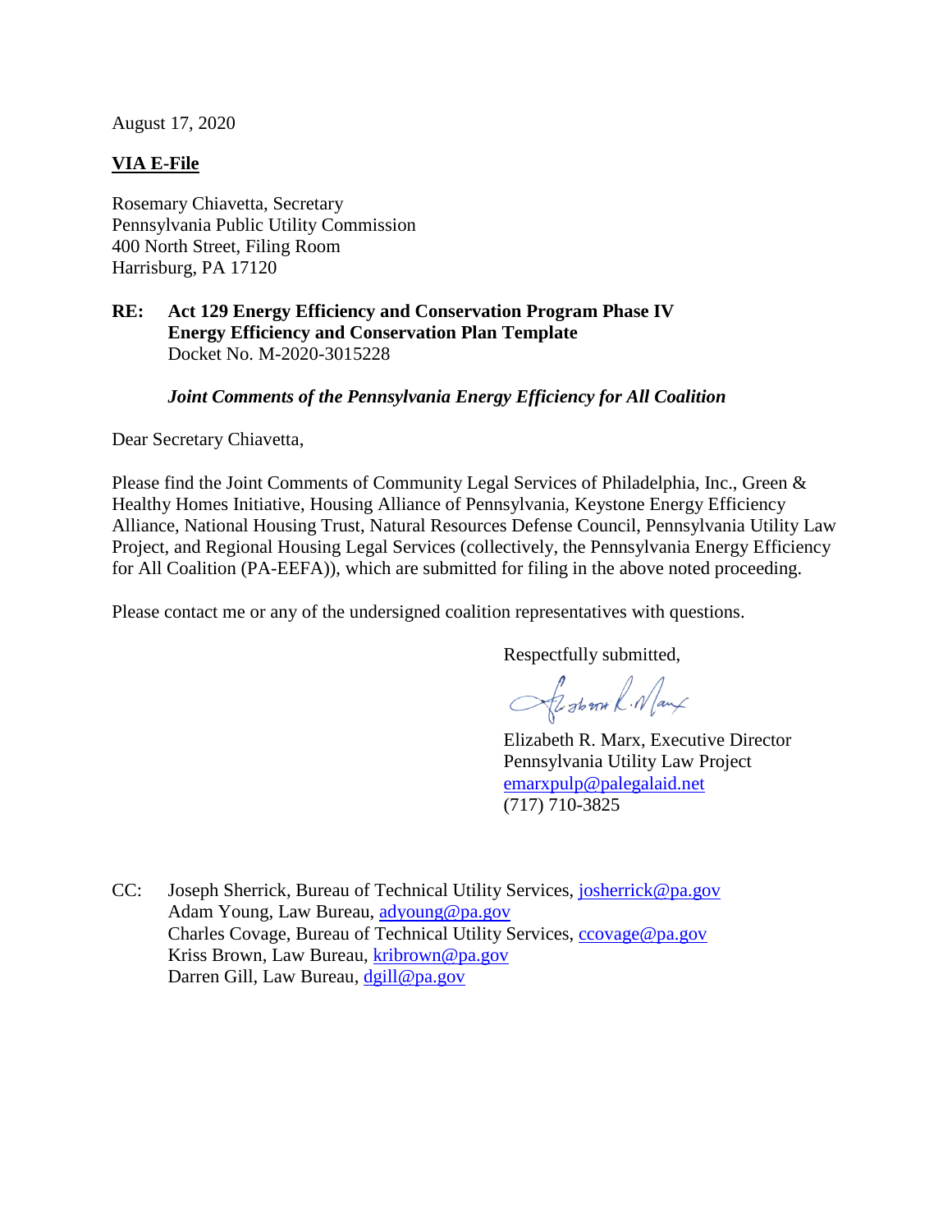August 17, 2020

**VIA E-File**

Rosemary Chiavetta, Secretary
Pennsylvania Public Utility Commission
400 North Street, Filing Room
Harrisburg, PA 17120

**RE: Act 129 Energy Efficiency and Conservation Program Phase IV Energy Efficiency and Conservation Plan Template**
Docket No. M-2020-3015228

***Joint Comments of the Pennsylvania Energy Efficiency for All Coalition***

Dear Secretary Chiavetta,

Please find the Joint Comments of Community Legal Services of Philadelphia, Inc., Green & Healthy Homes Initiative, Housing Alliance of Pennsylvania, Keystone Energy Efficiency Alliance, National Housing Trust, Natural Resources Defense Council, Pennsylvania Utility Law Project, and Regional Housing Legal Services (collectively, the Pennsylvania Energy Efficiency for All Coalition (PA-EEFA)), which are submitted for filing in the above noted proceeding.

Please contact me or any of the undersigned coalition representatives with questions.

Respectfully submitted,

Elizabeth R. Marx, Executive Director
Pennsylvania Utility Law Project
emarxpulp@palegalaid.net
(717) 710-3825

CC: Joseph Sherrick, Bureau of Technical Utility Services, josherrick@pa.gov
Adam Young, Law Bureau, adyoung@pa.gov
Charles Covage, Bureau of Technical Utility Services, ccovage@pa.gov
Kriss Brown, Law Bureau, kribrown@pa.gov
Darren Gill, Law Bureau, dgill@pa.gov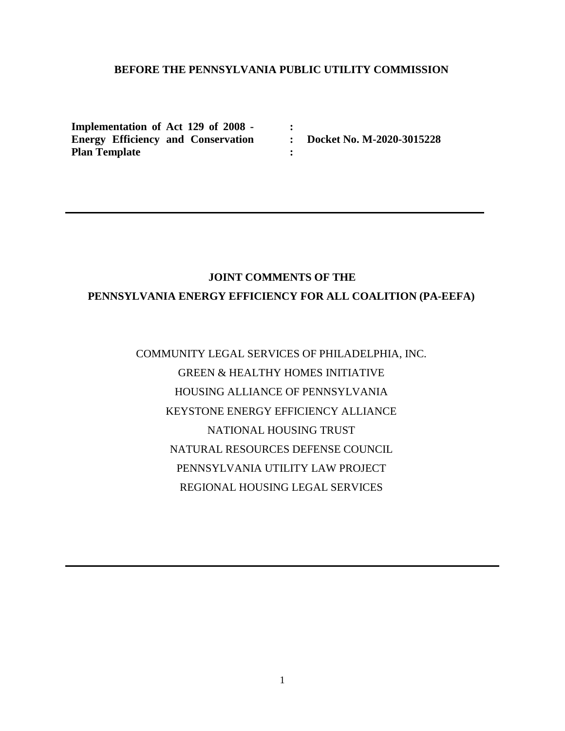**BEFORE THE PENNSYLVANIA PUBLIC UTILITY COMMISSION**

| | | |
|---|---|---|
| **Implementation of Act 129 of 2008 -** | **:** | |
| **Energy Efficiency and Conservation** | **:** | **Docket No. M-2020-3015228** |
| **Plan Template** | **:** | |

---

**JOINT COMMENTS OF THE**

**PENNSYLVANIA ENERGY EFFICIENCY FOR ALL COALITION (PA-EEFA)**

COMMUNITY LEGAL SERVICES OF PHILADELPHIA, INC.

GREEN & HEALTHY HOMES INITIATIVE

HOUSING ALLIANCE OF PENNSYLVANIA

KEYSTONE ENERGY EFFICIENCY ALLIANCE

NATIONAL HOUSING TRUST

NATURAL RESOURCES DEFENSE COUNCIL

PENNSYLVANIA UTILITY LAW PROJECT

REGIONAL HOUSING LEGAL SERVICES

---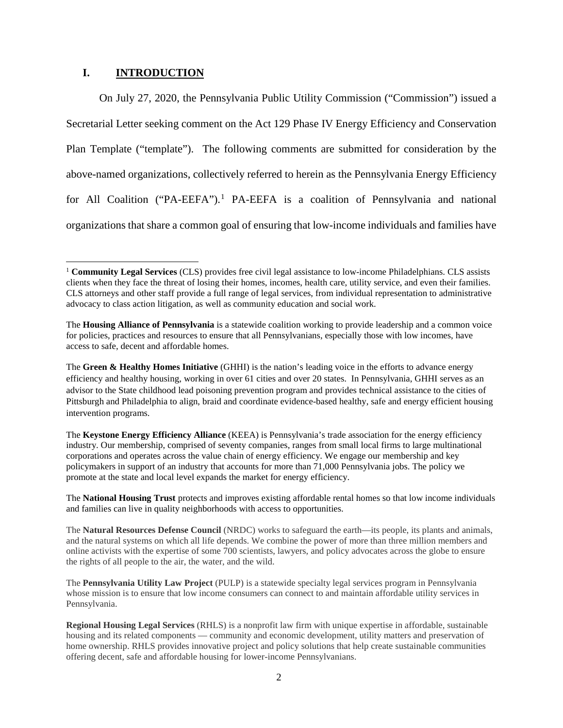## I. INTRODUCTION

On July 27, 2020, the Pennsylvania Public Utility Commission ("Commission") issued a Secretarial Letter seeking comment on the Act 129 Phase IV Energy Efficiency and Conservation Plan Template ("template"). The following comments are submitted for consideration by the above-named organizations, collectively referred to herein as the Pennsylvania Energy Efficiency for All Coalition ("PA-EEFA").[1] PA-EEFA is a coalition of Pennsylvania and national organizations that share a common goal of ensuring that low-income individuals and families have

---

[1] **Community Legal Services** (CLS) provides free civil legal assistance to low-income Philadelphians. CLS assists clients when they face the threat of losing their homes, incomes, health care, utility service, and even their families. CLS attorneys and other staff provide a full range of legal services, from individual representation to administrative advocacy to class action litigation, as well as community education and social work.

The **Housing Alliance of Pennsylvania** is a statewide coalition working to provide leadership and a common voice for policies, practices and resources to ensure that all Pennsylvanians, especially those with low incomes, have access to safe, decent and affordable homes.

The **Green & Healthy Homes Initiative** (GHHI) is the nation's leading voice in the efforts to advance energy efficiency and healthy housing, working in over 61 cities and over 20 states. In Pennsylvania, GHHI serves as an advisor to the State childhood lead poisoning prevention program and provides technical assistance to the cities of Pittsburgh and Philadelphia to align, braid and coordinate evidence-based healthy, safe and energy efficient housing intervention programs.

The **Keystone Energy Efficiency Alliance** (KEEA) is Pennsylvania's trade association for the energy efficiency industry. Our membership, comprised of seventy companies, ranges from small local firms to large multinational corporations and operates across the value chain of energy efficiency. We engage our membership and key policymakers in support of an industry that accounts for more than 71,000 Pennsylvania jobs. The policy we promote at the state and local level expands the market for energy efficiency.

The **National Housing Trust** protects and improves existing affordable rental homes so that low income individuals and families can live in quality neighborhoods with access to opportunities.

The **Natural Resources Defense Council** (NRDC) works to safeguard the earth—its people, its plants and animals, and the natural systems on which all life depends. We combine the power of more than three million members and online activists with the expertise of some 700 scientists, lawyers, and policy advocates across the globe to ensure the rights of all people to the air, the water, and the wild.

The **Pennsylvania Utility Law Project** (PULP) is a statewide specialty legal services program in Pennsylvania whose mission is to ensure that low income consumers can connect to and maintain affordable utility services in Pennsylvania.

**Regional Housing Legal Services** (RHLS) is a nonprofit law firm with unique expertise in affordable, sustainable housing and its related components — community and economic development, utility matters and preservation of home ownership. RHLS provides innovative project and policy solutions that help create sustainable communities offering decent, safe and affordable housing for lower-income Pennsylvanians.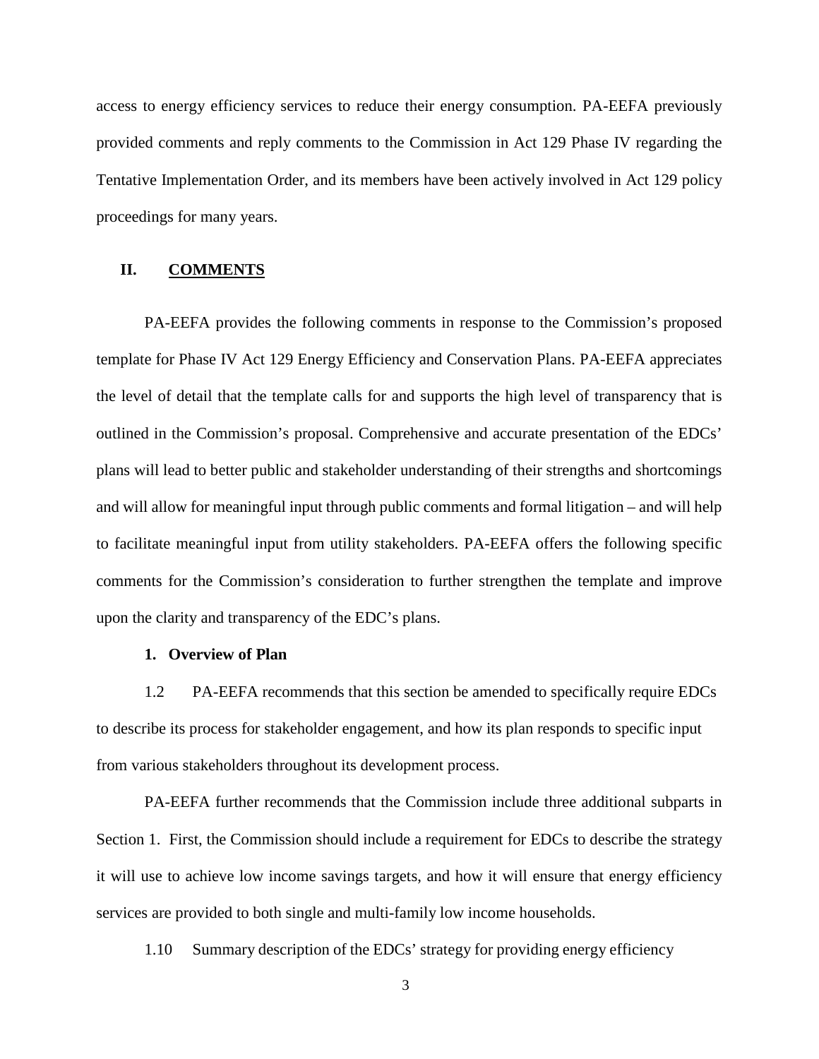access to energy efficiency services to reduce their energy consumption. PA-EEFA previously provided comments and reply comments to the Commission in Act 129 Phase IV regarding the Tentative Implementation Order, and its members have been actively involved in Act 129 policy proceedings for many years.

## II. COMMENTS

PA-EEFA provides the following comments in response to the Commission's proposed template for Phase IV Act 129 Energy Efficiency and Conservation Plans. PA-EEFA appreciates the level of detail that the template calls for and supports the high level of transparency that is outlined in the Commission's proposal. Comprehensive and accurate presentation of the EDCs' plans will lead to better public and stakeholder understanding of their strengths and shortcomings and will allow for meaningful input through public comments and formal litigation – and will help to facilitate meaningful input from utility stakeholders. PA-EEFA offers the following specific comments for the Commission's consideration to further strengthen the template and improve upon the clarity and transparency of the EDC's plans.

### 1. Overview of Plan

1.2 PA-EEFA recommends that this section be amended to specifically require EDCs to describe its process for stakeholder engagement, and how its plan responds to specific input from various stakeholders throughout its development process.

PA-EEFA further recommends that the Commission include three additional subparts in Section 1. First, the Commission should include a requirement for EDCs to describe the strategy it will use to achieve low income savings targets, and how it will ensure that energy efficiency services are provided to both single and multi-family low income households.

1.10 Summary description of the EDCs' strategy for providing energy efficiency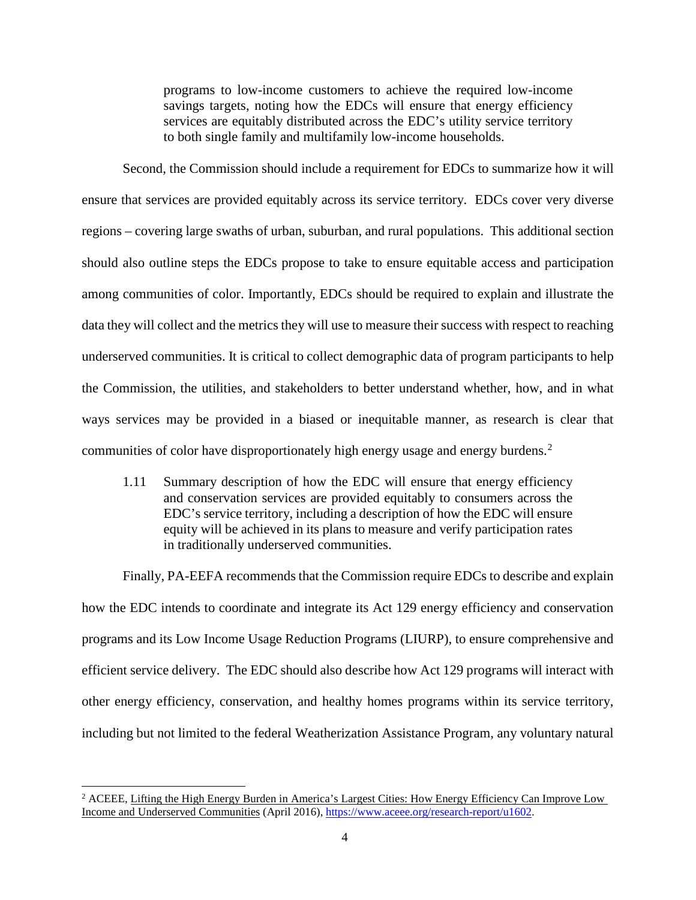> programs to low-income customers to achieve the required low-income savings targets, noting how the EDCs will ensure that energy efficiency services are equitably distributed across the EDC's utility service territory to both single family and multifamily low-income households.

Second, the Commission should include a requirement for EDCs to summarize how it will ensure that services are provided equitably across its service territory. EDCs cover very diverse regions – covering large swaths of urban, suburban, and rural populations. This additional section should also outline steps the EDCs propose to take to ensure equitable access and participation among communities of color. Importantly, EDCs should be required to explain and illustrate the data they will collect and the metrics they will use to measure their success with respect to reaching underserved communities. It is critical to collect demographic data of program participants to help the Commission, the utilities, and stakeholders to better understand whether, how, and in what ways services may be provided in a biased or inequitable manner, as research is clear that communities of color have disproportionately high energy usage and energy burdens.[2]

> 1.11 Summary description of how the EDC will ensure that energy efficiency and conservation services are provided equitably to consumers across the EDC's service territory, including a description of how the EDC will ensure equity will be achieved in its plans to measure and verify participation rates in traditionally underserved communities.

Finally, PA-EEFA recommends that the Commission require EDCs to describe and explain how the EDC intends to coordinate and integrate its Act 129 energy efficiency and conservation programs and its Low Income Usage Reduction Programs (LIURP), to ensure comprehensive and efficient service delivery. The EDC should also describe how Act 129 programs will interact with other energy efficiency, conservation, and healthy homes programs within its service territory, including but not limited to the federal Weatherization Assistance Program, any voluntary natural

---

[2] ACEEE, Lifting the High Energy Burden in America's Largest Cities: How Energy Efficiency Can Improve Low Income and Underserved Communities (April 2016), https://www.aceee.org/research-report/u1602.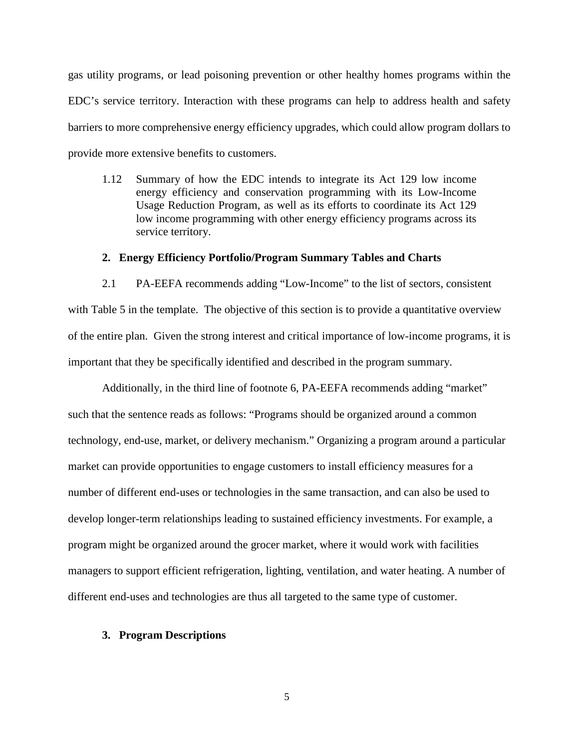gas utility programs, or lead poisoning prevention or other healthy homes programs within the EDC's service territory. Interaction with these programs can help to address health and safety barriers to more comprehensive energy efficiency upgrades, which could allow program dollars to provide more extensive benefits to customers.

> 1.12 Summary of how the EDC intends to integrate its Act 129 low income energy efficiency and conservation programming with its Low-Income Usage Reduction Program, as well as its efforts to coordinate its Act 129 low income programming with other energy efficiency programs across its service territory.

**2. Energy Efficiency Portfolio/Program Summary Tables and Charts**

2.1 PA-EEFA recommends adding "Low-Income" to the list of sectors, consistent with Table 5 in the template. The objective of this section is to provide a quantitative overview of the entire plan. Given the strong interest and critical importance of low-income programs, it is important that they be specifically identified and described in the program summary.

Additionally, in the third line of footnote 6, PA-EEFA recommends adding "market" such that the sentence reads as follows: "Programs should be organized around a common technology, end-use, market, or delivery mechanism." Organizing a program around a particular market can provide opportunities to engage customers to install efficiency measures for a number of different end-uses or technologies in the same transaction, and can also be used to develop longer-term relationships leading to sustained efficiency investments. For example, a program might be organized around the grocer market, where it would work with facilities managers to support efficient refrigeration, lighting, ventilation, and water heating. A number of different end-uses and technologies are thus all targeted to the same type of customer.

**3. Program Descriptions**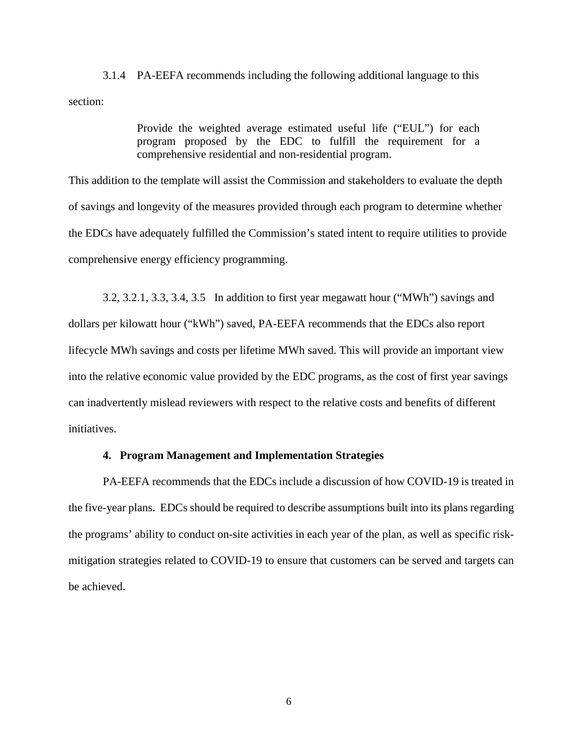3.1.4 PA-EEFA recommends including the following additional language to this section:

> Provide the weighted average estimated useful life ("EUL") for each program proposed by the EDC to fulfill the requirement for a comprehensive residential and non-residential program.

This addition to the template will assist the Commission and stakeholders to evaluate the depth of savings and longevity of the measures provided through each program to determine whether the EDCs have adequately fulfilled the Commission's stated intent to require utilities to provide comprehensive energy efficiency programming.

3.2, 3.2.1, 3.3, 3.4, 3.5 In addition to first year megawatt hour ("MWh") savings and dollars per kilowatt hour ("kWh") saved, PA-EEFA recommends that the EDCs also report lifecycle MWh savings and costs per lifetime MWh saved. This will provide an important view into the relative economic value provided by the EDC programs, as the cost of first year savings can inadvertently mislead reviewers with respect to the relative costs and benefits of different initiatives.

## 4. Program Management and Implementation Strategies

PA-EEFA recommends that the EDCs include a discussion of how COVID-19 is treated in the five-year plans. EDCs should be required to describe assumptions built into its plans regarding the programs' ability to conduct on-site activities in each year of the plan, as well as specific risk-mitigation strategies related to COVID-19 to ensure that customers can be served and targets can be achieved.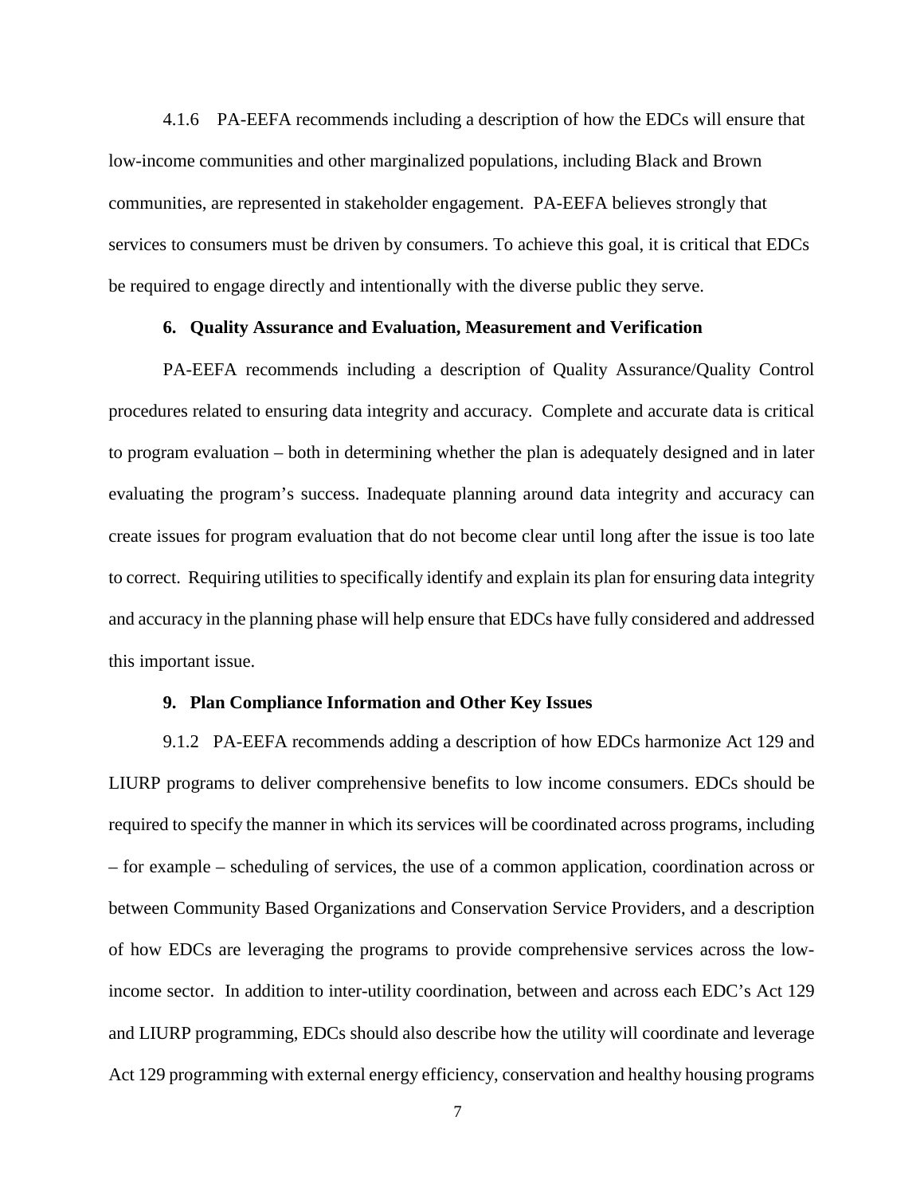4.1.6 PA-EEFA recommends including a description of how the EDCs will ensure that low-income communities and other marginalized populations, including Black and Brown communities, are represented in stakeholder engagement. PA-EEFA believes strongly that services to consumers must be driven by consumers. To achieve this goal, it is critical that EDCs be required to engage directly and intentionally with the diverse public they serve.

**6. Quality Assurance and Evaluation, Measurement and Verification**

PA-EEFA recommends including a description of Quality Assurance/Quality Control procedures related to ensuring data integrity and accuracy. Complete and accurate data is critical to program evaluation – both in determining whether the plan is adequately designed and in later evaluating the program's success. Inadequate planning around data integrity and accuracy can create issues for program evaluation that do not become clear until long after the issue is too late to correct. Requiring utilities to specifically identify and explain its plan for ensuring data integrity and accuracy in the planning phase will help ensure that EDCs have fully considered and addressed this important issue.

**9. Plan Compliance Information and Other Key Issues**

9.1.2 PA-EEFA recommends adding a description of how EDCs harmonize Act 129 and LIURP programs to deliver comprehensive benefits to low income consumers. EDCs should be required to specify the manner in which its services will be coordinated across programs, including – for example – scheduling of services, the use of a common application, coordination across or between Community Based Organizations and Conservation Service Providers, and a description of how EDCs are leveraging the programs to provide comprehensive services across the low-income sector. In addition to inter-utility coordination, between and across each EDC's Act 129 and LIURP programming, EDCs should also describe how the utility will coordinate and leverage Act 129 programming with external energy efficiency, conservation and healthy housing programs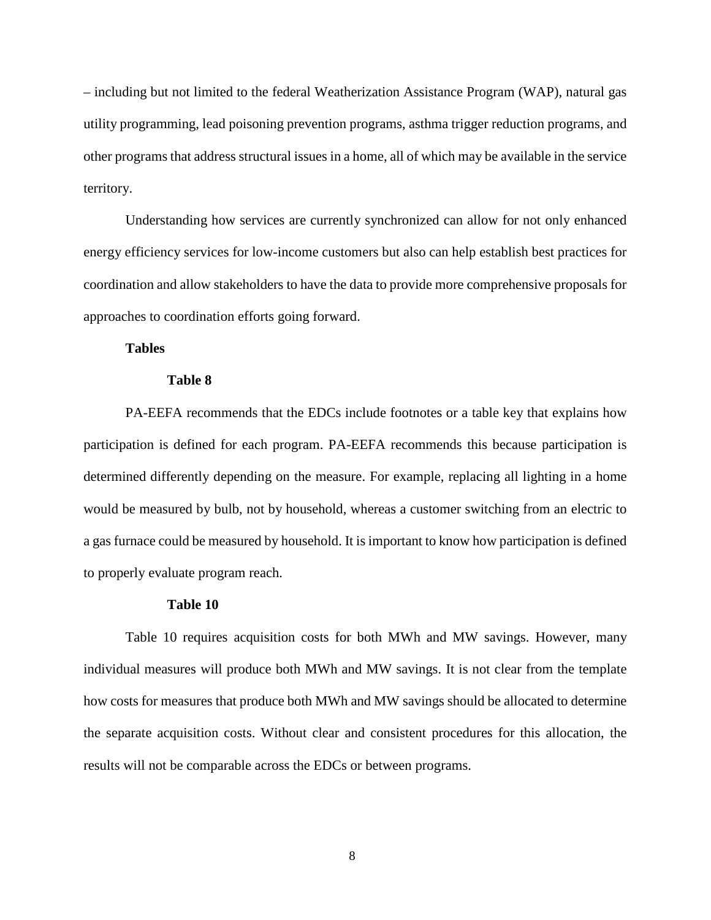– including but not limited to the federal Weatherization Assistance Program (WAP), natural gas utility programming, lead poisoning prevention programs, asthma trigger reduction programs, and other programs that address structural issues in a home, all of which may be available in the service territory.

Understanding how services are currently synchronized can allow for not only enhanced energy efficiency services for low-income customers but also can help establish best practices for coordination and allow stakeholders to have the data to provide more comprehensive proposals for approaches to coordination efforts going forward.

### Tables

#### Table 8

PA-EEFA recommends that the EDCs include footnotes or a table key that explains how participation is defined for each program. PA-EEFA recommends this because participation is determined differently depending on the measure. For example, replacing all lighting in a home would be measured by bulb, not by household, whereas a customer switching from an electric to a gas furnace could be measured by household. It is important to know how participation is defined to properly evaluate program reach.

#### Table 10

Table 10 requires acquisition costs for both MWh and MW savings. However, many individual measures will produce both MWh and MW savings. It is not clear from the template how costs for measures that produce both MWh and MW savings should be allocated to determine the separate acquisition costs. Without clear and consistent procedures for this allocation, the results will not be comparable across the EDCs or between programs.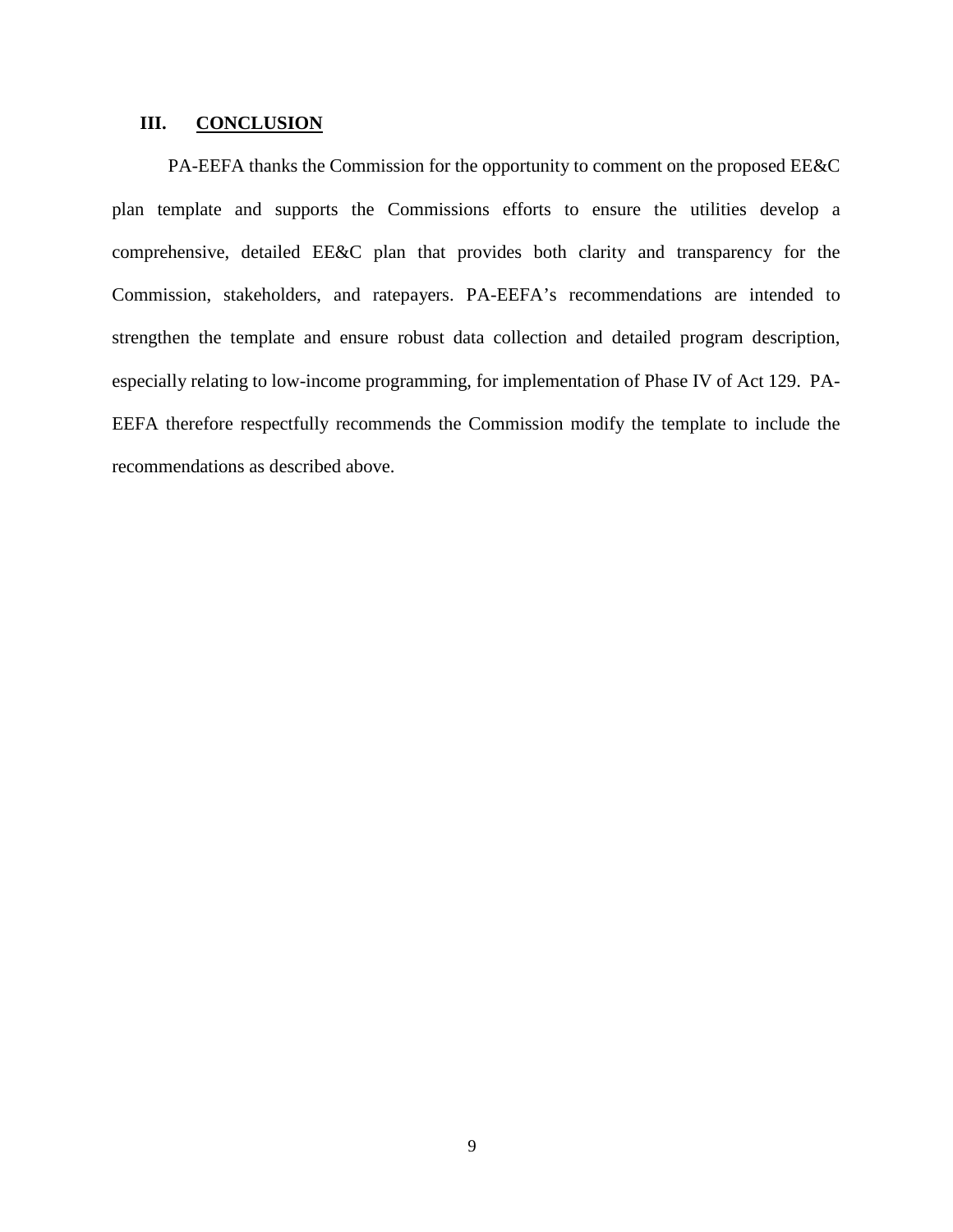## III. CONCLUSION

PA-EEFA thanks the Commission for the opportunity to comment on the proposed EE&C plan template and supports the Commissions efforts to ensure the utilities develop a comprehensive, detailed EE&C plan that provides both clarity and transparency for the Commission, stakeholders, and ratepayers. PA-EEFA's recommendations are intended to strengthen the template and ensure robust data collection and detailed program description, especially relating to low-income programming, for implementation of Phase IV of Act 129. PA-EEFA therefore respectfully recommends the Commission modify the template to include the recommendations as described above.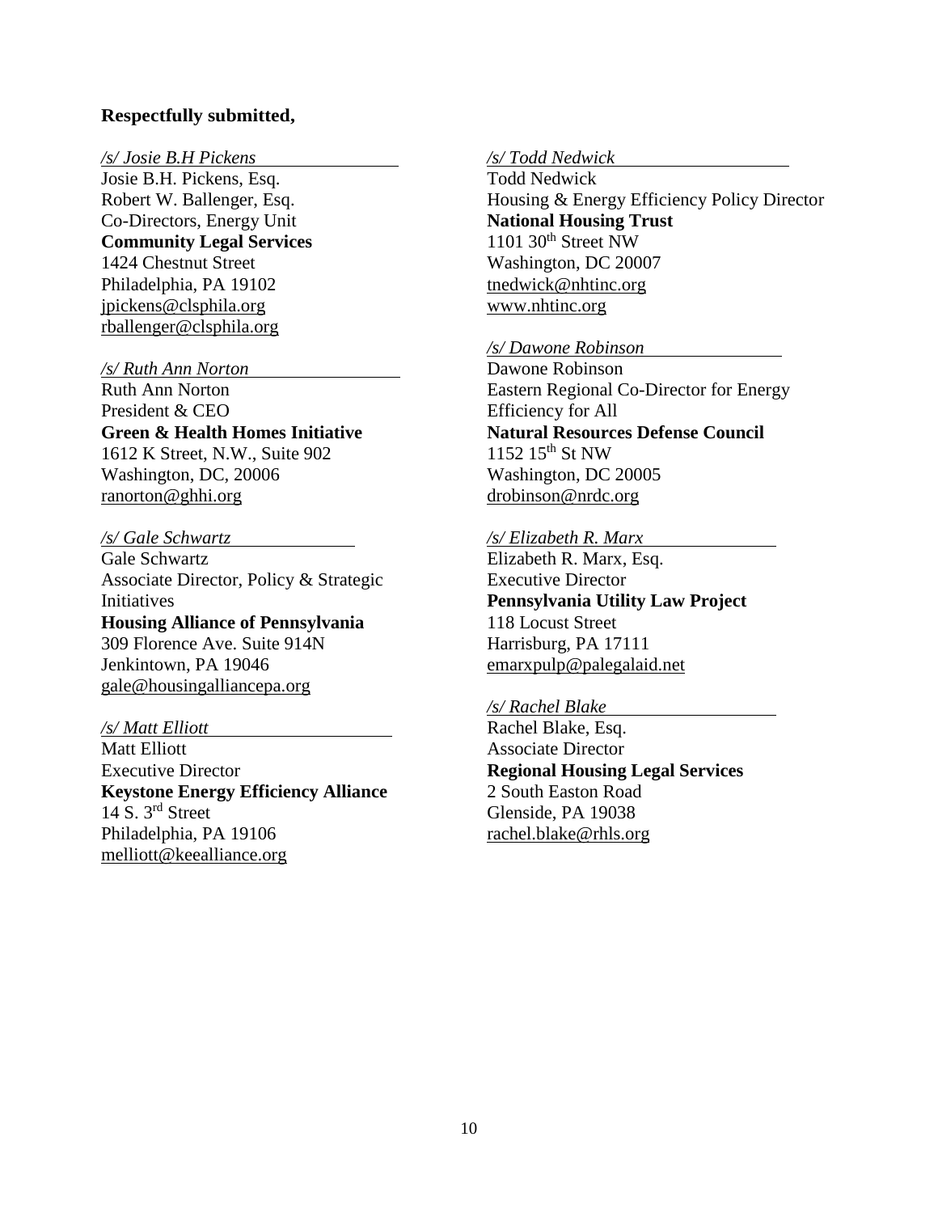**Respectfully submitted,**

*/s/ Josie B.H Pickens*
Josie B.H. Pickens, Esq.
Robert W. Ballenger, Esq.
Co-Directors, Energy Unit
**Community Legal Services**
1424 Chestnut Street
Philadelphia, PA 19102
jpickens@clsphila.org
rballenger@clsphila.org

*/s/ Ruth Ann Norton*
Ruth Ann Norton
President & CEO
**Green & Health Homes Initiative**
1612 K Street, N.W., Suite 902
Washington, DC, 20006
ranorton@ghhi.org

*/s/ Gale Schwartz*
Gale Schwartz
Associate Director, Policy & Strategic Initiatives
**Housing Alliance of Pennsylvania**
309 Florence Ave. Suite 914N
Jenkintown, PA 19046
gale@housingalliancepa.org

*/s/ Matt Elliott*
Matt Elliott
Executive Director
**Keystone Energy Efficiency Alliance**
14 S. 3rd Street
Philadelphia, PA 19106
melliott@keealliance.org

*/s/ Todd Nedwick*
Todd Nedwick
Housing & Energy Efficiency Policy Director
**National Housing Trust**
1101 30th Street NW
Washington, DC 20007
tnedwick@nhtinc.org
www.nhtinc.org

*/s/ Dawone Robinson*
Dawone Robinson
Eastern Regional Co-Director for Energy Efficiency for All
**Natural Resources Defense Council**
1152 15th St NW
Washington, DC 20005
drobinson@nrdc.org

*/s/ Elizabeth R. Marx*
Elizabeth R. Marx, Esq.
Executive Director
**Pennsylvania Utility Law Project**
118 Locust Street
Harrisburg, PA 17111
emarxpulp@palegalaid.net

*/s/ Rachel Blake*
Rachel Blake, Esq.
Associate Director
**Regional Housing Legal Services**
2 South Easton Road
Glenside, PA 19038
rachel.blake@rhls.org